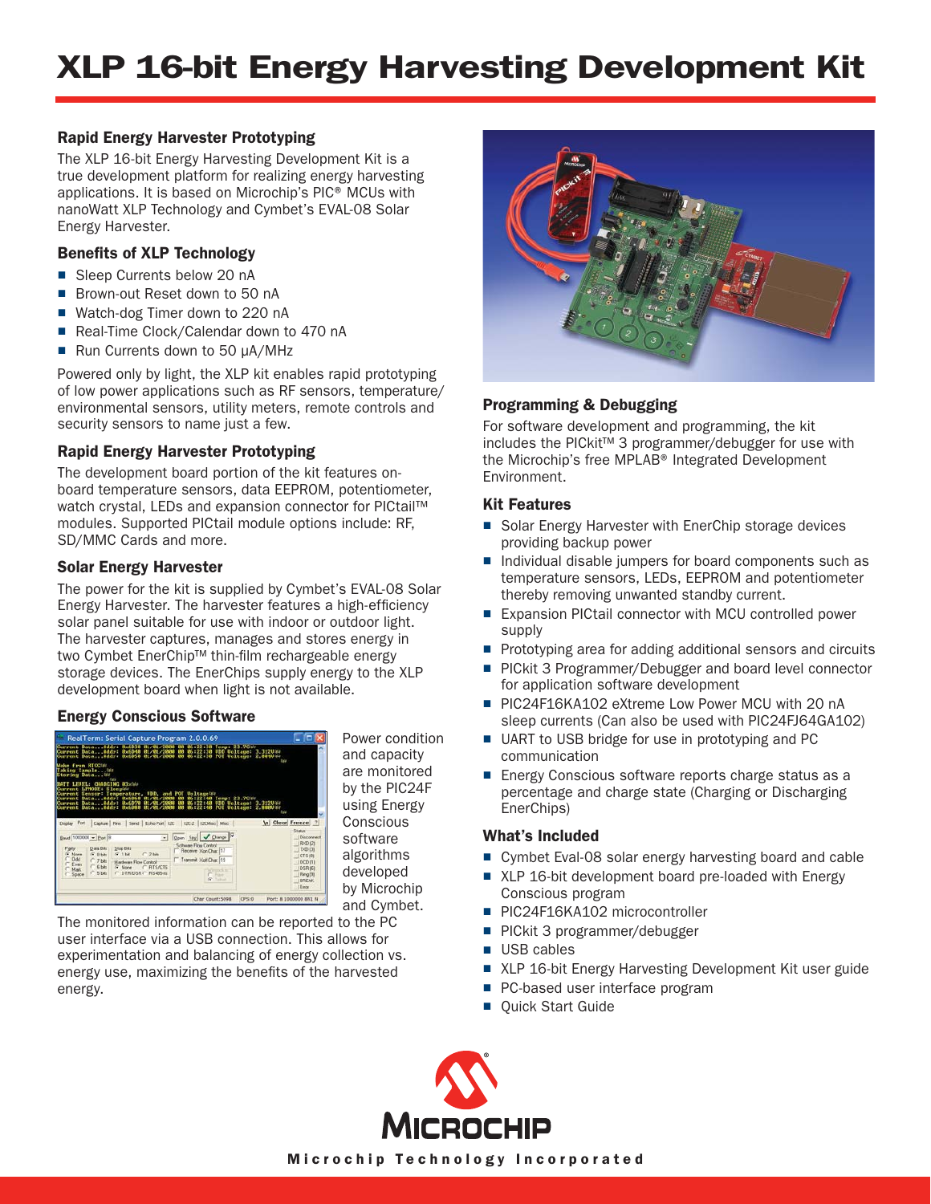# XLP 16-bit Energy Harvesting Development Kit

## Rapid Energy Harvester Prototyping

The XLP 16-bit Energy Harvesting Development Kit is a true development platform for realizing energy harvesting applications. It is based on Microchip's PIC® MCUs with nanoWatt XLP Technology and Cymbet's EVAL-08 Solar Energy Harvester.

## Benefits of XLP Technology

- Sleep Currents below 20 nA
- Brown-out Reset down to 50 nA
- Watch-dog Timer down to 220 nA
- Real-Time Clock/Calendar down to 470 nA
- Run Currents down to 50 µA/MHz

Powered only by light, the XLP kit enables rapid prototyping of low power applications such as RF sensors, temperature/environmental sensors, utility meters, remote controls and security sensors to name just a few.

## Rapid Energy Harvester Prototyping

The development board portion of the kit features on-board temperature sensors, data EEPROM, potentiometer, watch crystal, LEDs and expansion connector for PICtail™ modules. Supported PICtail module options include: RF, SD/MMC Cards and more.

## Solar Energy Harvester

The power for the kit is supplied by Cymbet's EVAL-08 Solar Energy Harvester. The harvester features a high-efficiency solar panel suitable for use with indoor or outdoor light. The harvester captures, manages and stores energy in two Cymbet EnerChip™ thin-film rechargeable energy storage devices. The EnerChips supply energy to the XLP development board when light is not available.

## Energy Conscious Software

Power condition and capacity are monitored by the PIC24F using Energy Conscious software algorithms developed by Microchip and Cymbet.

The monitored information can be reported to the PC user interface via a USB connection. This allows for experimentation and balancing of energy collection vs. energy use, maximizing the benefits of the harvested energy.

## Programming & Debugging

For software development and programming, the kit includes the PICkit™ 3 programmer/debugger for use with the Microchip's free MPLAB® Integrated Development Environment.

## Kit Features

- Solar Energy Harvester with EnerChip storage devices providing backup power
- Individual disable jumpers for board components such as temperature sensors, LEDs, EEPROM and potentiometer thereby removing unwanted standby current.
- Expansion PICtail connector with MCU controlled power supply
- Prototyping area for adding additional sensors and circuits
- PICkit 3 Programmer/Debugger and board level connector for application software development
- PIC24F16KA102 eXtreme Low Power MCU with 20 nA sleep currents (Can also be used with PIC24FJ64GA102)
- UART to USB bridge for use in prototyping and PC communication
- Energy Conscious software reports charge status as a percentage and charge state (Charging or Discharging EnerChips)

## What's Included

- Cymbet Eval-08 solar energy harvesting board and cable
- XLP 16-bit development board pre-loaded with Energy Conscious program
- PIC24F16KA102 microcontroller
- PICkit 3 programmer/debugger
- USB cables
- XLP 16-bit Energy Harvesting Development Kit user guide
- PC-based user interface program
- Quick Start Guide

Microchip Technology Incorporated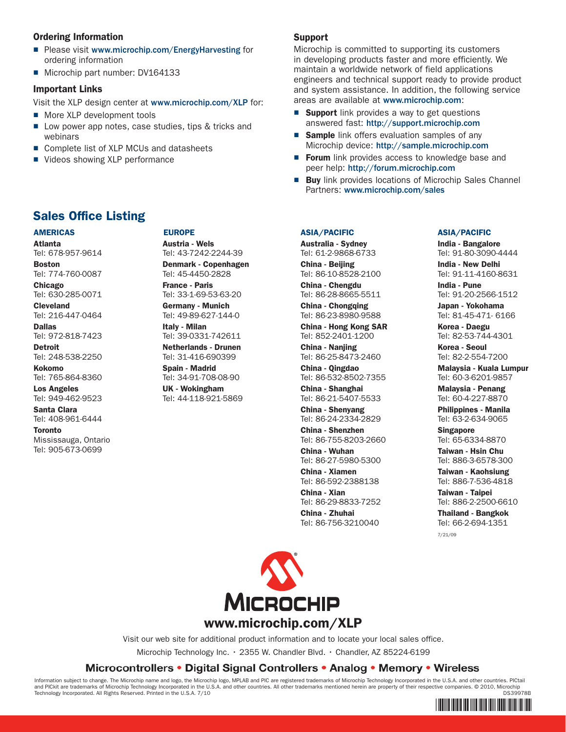### Ordering Information

- Please visit www.microchip.com/EnergyHarvesting for ordering information
- Microchip part number: DV164133

### Important Links

Visit the XLP design center at www.microchip.com/XLP for:

- More XLP development tools
- Low power app notes, case studies, tips & tricks and webinars
- Complete list of XLP MCUs and datasheets
- Videos showing XLP performance

### Support

Microchip is committed to supporting its customers in developing products faster and more efficiently. We maintain a worldwide network of field applications engineers and technical support ready to provide product and system assistance. In addition, the following service areas are available at www.microchip.com:

- **Support** link provides a way to get questions answered fast: http://support.microchip.com
- **Sample** link offers evaluation samples of any Microchip device: http://sample.microchip.com
- **Forum** link provides access to knowledge base and peer help: http://forum.microchip.com
- **Buy** link provides locations of Microchip Sales Channel Partners: www.microchip.com/sales

## Sales Office Listing

**AMERICAS**

**Atlanta**
Tel: 678-957-9614

**Boston**
Tel: 774-760-0087

**Chicago**
Tel: 630-285-0071

**Cleveland**
Tel: 216-447-0464

**Dallas**
Tel: 972-818-7423

**Detroit**
Tel: 248-538-2250

**Kokomo**
Tel: 765-864-8360

**Los Angeles**
Tel: 949-462-9523

**Santa Clara**
Tel: 408-961-6444

**Toronto**
Mississauga, Ontario
Tel: 905-673-0699

**EUROPE**

**Austria - Wels**
Tel: 43-7242-2244-39

**Denmark - Copenhagen**
Tel: 45-4450-2828

**France - Paris**
Tel: 33-1-69-53-63-20

**Germany - Munich**
Tel: 49-89-627-144-0

**Italy - Milan**
Tel: 39-0331-742611

**Netherlands - Drunen**
Tel: 31-416-690399

**Spain - Madrid**
Tel: 34-91-708-08-90

**UK - Wokingham**
Tel: 44-118-921-5869

**ASIA/PACIFIC**

**Australia - Sydney**
Tel: 61-2-9868-6733

**China - Beijing**
Tel: 86-10-8528-2100

**China - Chengdu**
Tel: 86-28-8665-5511

**China - Chongqing**
Tel: 86-23-8980-9588

**China - Hong Kong SAR**
Tel: 852-2401-1200

**China - Nanjing**
Tel: 86-25-8473-2460

**China - Qingdao**
Tel: 86-532-8502-7355

**China - Shanghai**
Tel: 86-21-5407-5533

**China - Shenyang**
Tel: 86-24-2334-2829

**China - Shenzhen**
Tel: 86-755-8203-2660

**China - Wuhan**
Tel: 86-27-5980-5300

**China - Xiamen**
Tel: 86-592-2388138

**China - Xian**
Tel: 86-29-8833-7252

**China - Zhuhai**
Tel: 86-756-3210040

**ASIA/PACIFIC**

**India - Bangalore**
Tel: 91-80-3090-4444

**India - New Delhi**
Tel: 91-11-4160-8631

**India - Pune**
Tel: 91-20-2566-1512

**Japan - Yokohama**
Tel: 81-45-471- 6166

**Korea - Daegu**
Tel: 82-53-744-4301

**Korea - Seoul**
Tel: 82-2-554-7200

**Malaysia - Kuala Lumpur**
Tel: 60-3-6201-9857

**Malaysia - Penang**
Tel: 60-4-227-8870

**Philippines - Manila**
Tel: 63-2-634-9065

**Singapore**
Tel: 65-6334-8870

**Taiwan - Hsin Chu**
Tel: 886-3-6578-300

**Taiwan - Kaohsiung**
Tel: 886-7-536-4818

**Taiwan - Taipei**
Tel: 886-2-2500-6610

**Thailand - Bangkok**
Tel: 66-2-694-1351

7/21/09

MICROCHIP

**www.microchip.com/XLP**

Visit our web site for additional product information and to locate your local sales office.

Microchip Technology Inc. • 2355 W. Chandler Blvd. • Chandler, AZ 85224-6199

**Microcontrollers • Digital Signal Controllers • Analog • Memory • Wireless**

Information subject to change. The Microchip name and logo, the Microchip logo, MPLAB and PIC are registered trademarks of Microchip Technology Incorporated in the U.S.A. and other countries. PICtail and PICkit are trademarks of Microchip Technology Incorporated in the U.S.A. and other countries. All other trademarks mentioned herein are property of their respective companies. © 2010, Microchip Technology Incorporated. All Rights Reserved. Printed in the U.S.A. 7/10

DS39978B